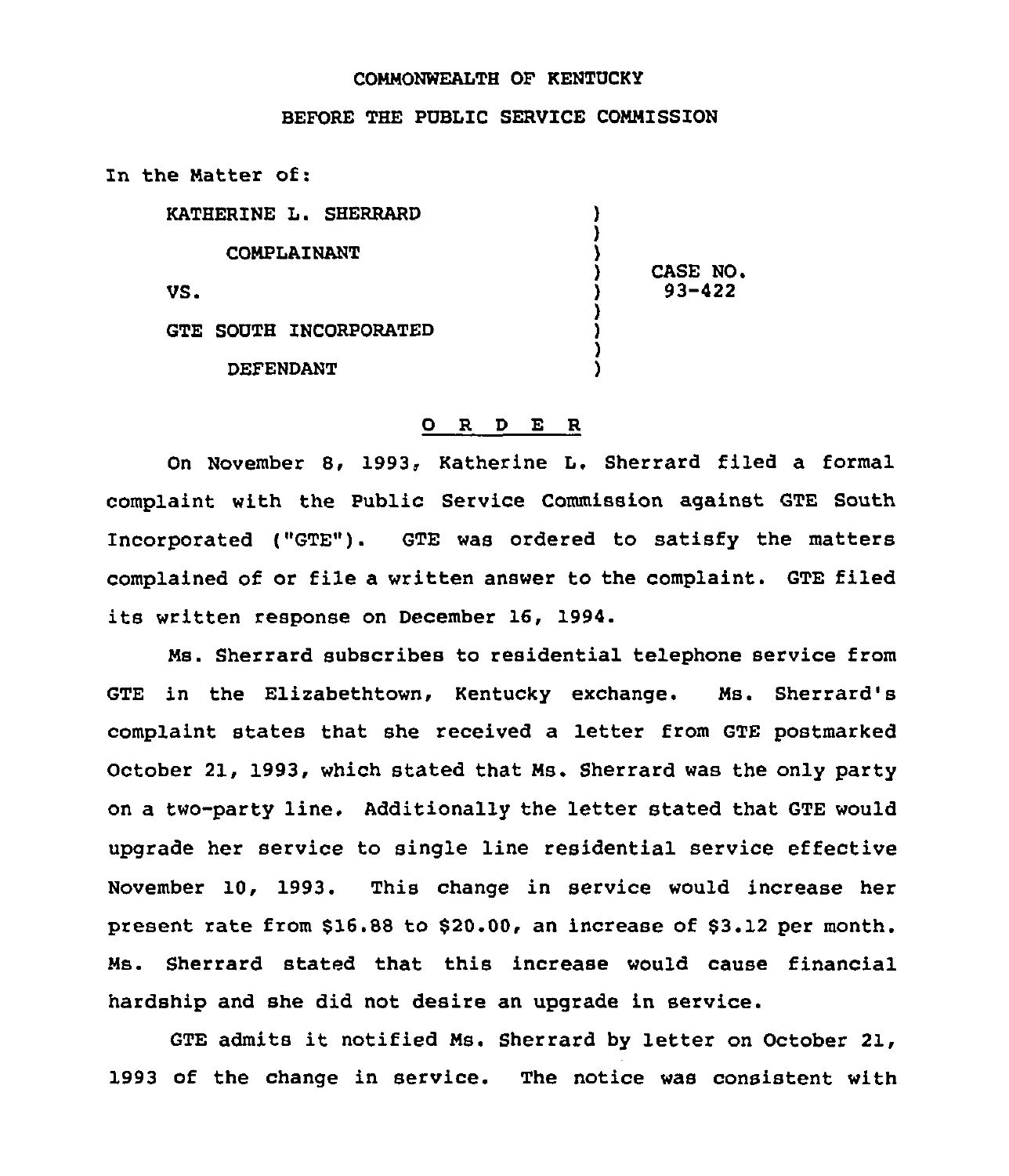COMMONWEALTH OF KENTUCKY

BEFORE THE PUBLIC SERVICE COMMISSION

In the Matter of:

| | | |
|---|---|---|
| KATHERINE L. SHERRARD | ) | |
| COMPLAINANT | ) | |
| | ) | CASE NO. |
| VS. | ) | 93-422 |
| | ) | |
| GTE SOUTH INCORPORATED | ) | |
| DEFENDANT | ) | |

## O R D E R

On November 8, 1993, Katherine L. Sherrard filed a formal complaint with the Public Service Commission against GTE South Incorporated ("GTE"). GTE was ordered to satisfy the matters complained of or file a written answer to the complaint. GTE filed its written response on December 16, 1994.

Ms. Sherrard subscribes to residential telephone service from GTE in the Elizabethtown, Kentucky exchange. Ms. Sherrard's complaint states that she received a letter from GTE postmarked October 21, 1993, which stated that Ms. Sherrard was the only party on a two-party line. Additionally the letter stated that GTE would upgrade her service to single line residential service effective November 10, 1993. This change in service would increase her present rate from $16.88 to $20.00, an increase of $3.12 per month. Ms. Sherrard stated that this increase would cause financial hardship and she did not desire an upgrade in service.

GTE admits it notified Ms. Sherrard by letter on October 21, 1993 of the change in service. The notice was consistent with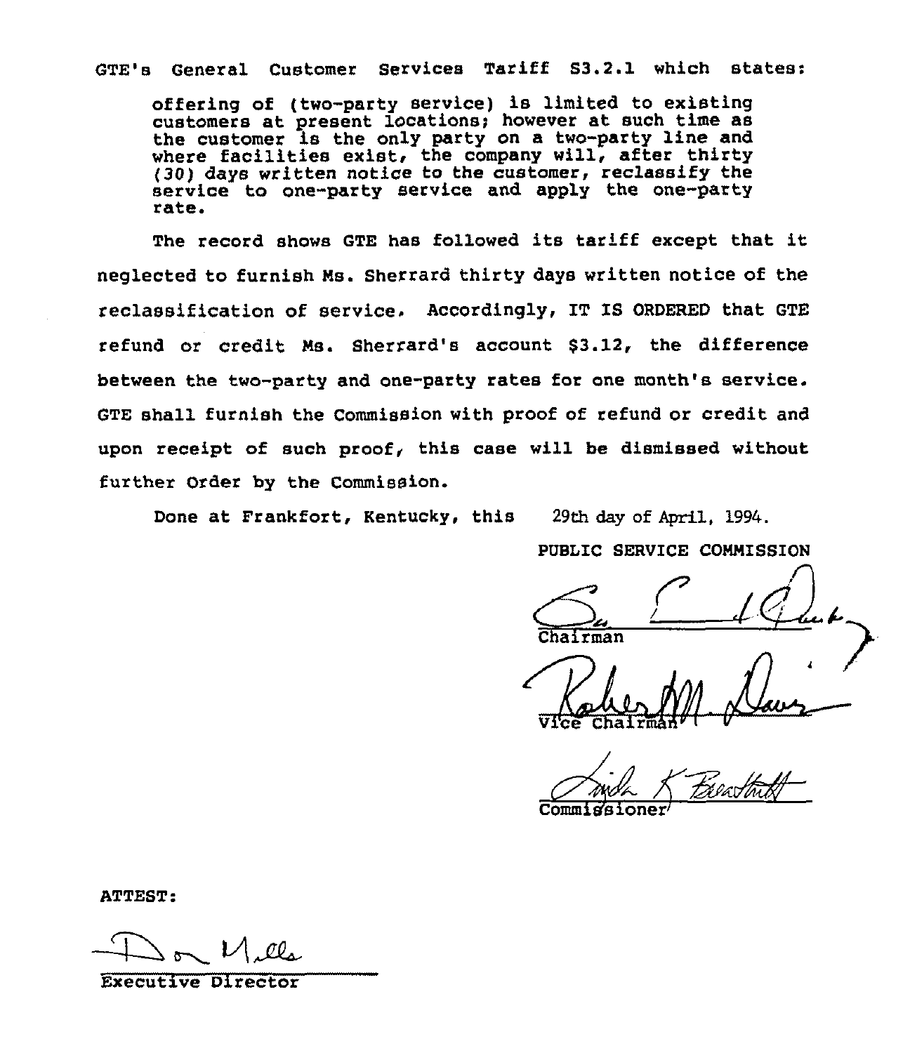GTE's General Customer Services Tariff S3.2.1 which states:

> offering of (two-party service) is limited to existing customers at present locations; however at such time as the customer is the only party on a two-party line and where facilities exist, the company will, after thirty (30) days written notice to the customer, reclassify the service to one-party service and apply the one-party rate.

The record shows GTE has followed its tariff except that it neglected to furnish Ms. Sherrard thirty days written notice of the reclassification of service. Accordingly, IT IS ORDERED that GTE refund or credit Ms. Sherrard's account $3.12, the difference between the two-party and one-party rates for one month's service. GTE shall furnish the Commission with proof of refund or credit and upon receipt of such proof, this case will be dismissed without further Order by the Commission.

Done at Frankfort, Kentucky, this 29th day of April, 1994.

PUBLIC SERVICE COMMISSION

Chairman

Vice Chairman

Commissioner

ATTEST:

Executive Director